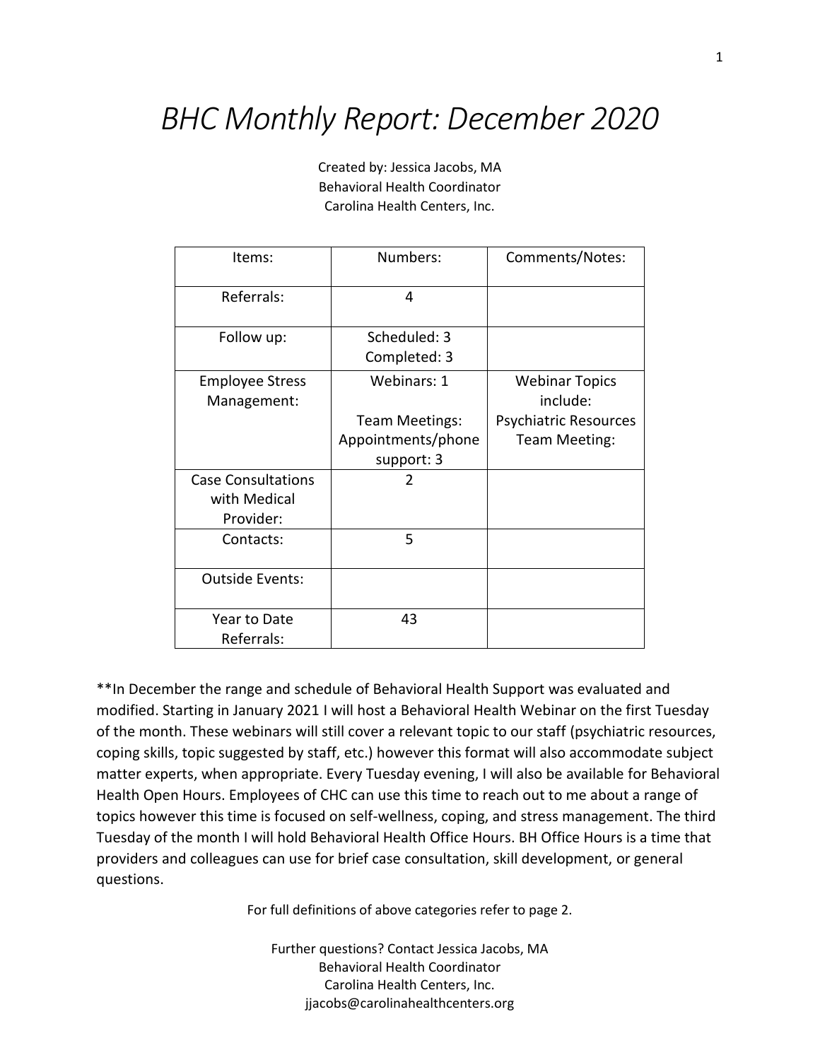# *BHC Monthly Report: December 2020*

Created by: Jessica Jacobs, MA
Behavioral Health Coordinator
Carolina Health Centers, Inc.

| Items: | Numbers: | Comments/Notes: |
|---|---|---|
| Referrals: | 4 | |
| Follow up: | Scheduled: 3<br>Completed: 3 | |
| Employee Stress Management: | Webinars: 1<br><br>Team Meetings:<br>Appointments/phone support: 3 | Webinar Topics include:<br>Psychiatric Resources<br>Team Meeting: |
| Case Consultations with Medical Provider: | 2 | |
| Contacts: | 5 | |
| Outside Events: | | |
| Year to Date Referrals: | 43 | |

**In December the range and schedule of Behavioral Health Support was evaluated and modified. Starting in January 2021 I will host a Behavioral Health Webinar on the first Tuesday of the month. These webinars will still cover a relevant topic to our staff (psychiatric resources, coping skills, topic suggested by staff, etc.) however this format will also accommodate subject matter experts, when appropriate. Every Tuesday evening, I will also be available for Behavioral Health Open Hours. Employees of CHC can use this time to reach out to me about a range of topics however this time is focused on self-wellness, coping, and stress management. The third Tuesday of the month I will hold Behavioral Health Office Hours. BH Office Hours is a time that providers and colleagues can use for brief case consultation, skill development, or general questions.

For full definitions of above categories refer to page 2.

Further questions? Contact Jessica Jacobs, MA
Behavioral Health Coordinator
Carolina Health Centers, Inc.
jjacobs@carolinahealthcenters.org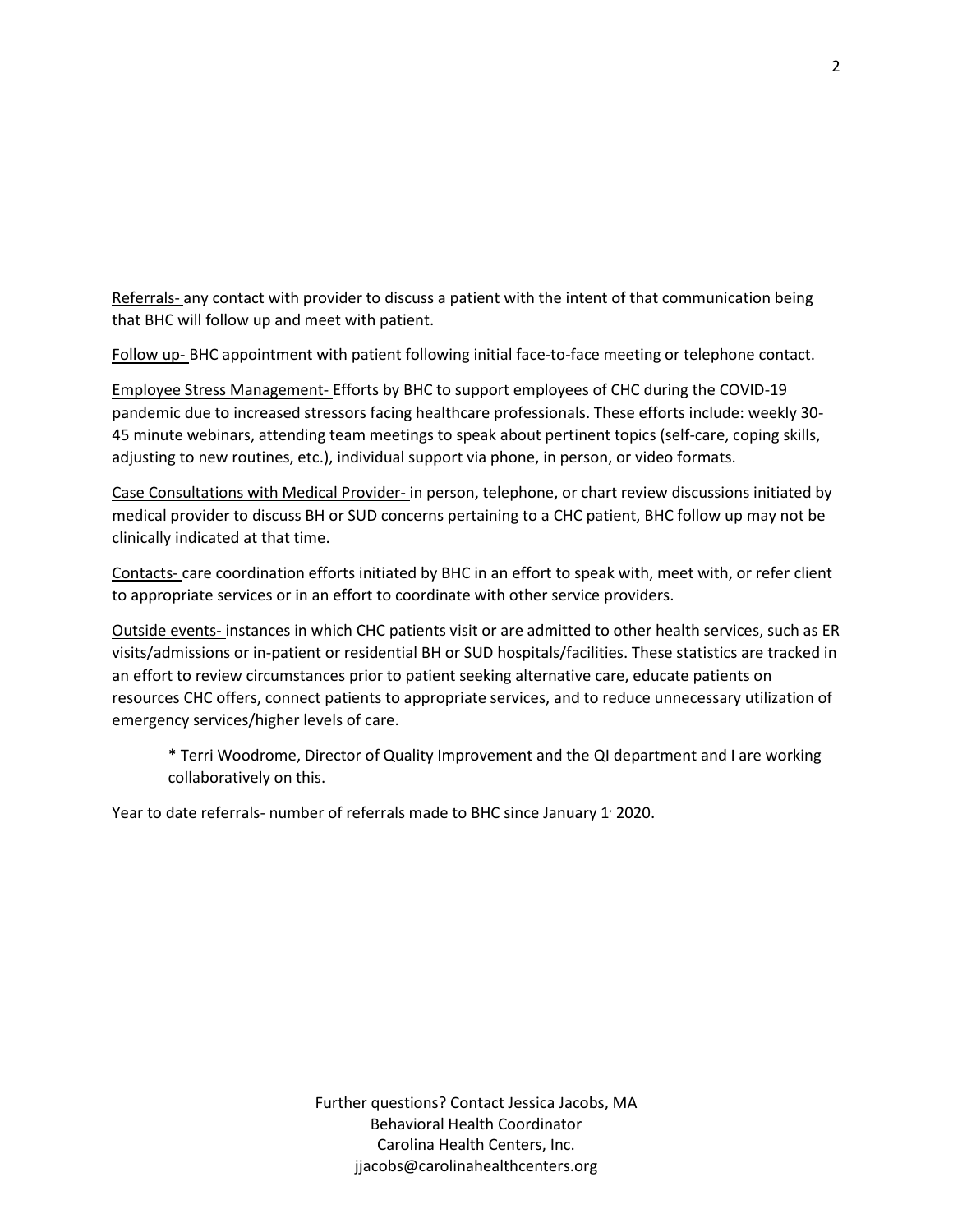<u>Referrals-</u> any contact with provider to discuss a patient with the intent of that communication being that BHC will follow up and meet with patient.

<u>Follow up-</u> BHC appointment with patient following initial face-to-face meeting or telephone contact.

<u>Employee Stress Management-</u> Efforts by BHC to support employees of CHC during the COVID-19 pandemic due to increased stressors facing healthcare professionals. These efforts include: weekly 30-45 minute webinars, attending team meetings to speak about pertinent topics (self-care, coping skills, adjusting to new routines, etc.), individual support via phone, in person, or video formats.

<u>Case Consultations with Medical Provider-</u> in person, telephone, or chart review discussions initiated by medical provider to discuss BH or SUD concerns pertaining to a CHC patient, BHC follow up may not be clinically indicated at that time.

<u>Contacts-</u> care coordination efforts initiated by BHC in an effort to speak with, meet with, or refer client to appropriate services or in an effort to coordinate with other service providers.

<u>Outside events-</u> instances in which CHC patients visit or are admitted to other health services, such as ER visits/admissions or in-patient or residential BH or SUD hospitals/facilities. These statistics are tracked in an effort to review circumstances prior to patient seeking alternative care, educate patients on resources CHC offers, connect patients to appropriate services, and to reduce unnecessary utilization of emergency services/higher levels of care.

> * Terri Woodrome, Director of Quality Improvement and the QI department and I are working collaboratively on this.

<u>Year to date referrals-</u> number of referrals made to BHC since January 1, 2020.

Further questions? Contact Jessica Jacobs, MA
Behavioral Health Coordinator
Carolina Health Centers, Inc.
jjacobs@carolinahealthcenters.org